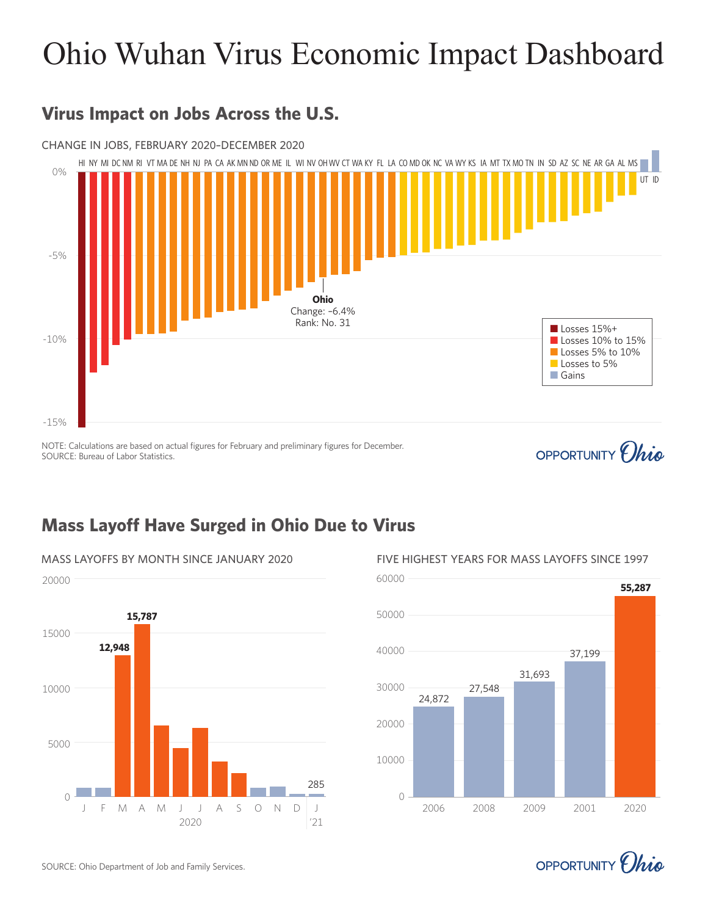# Ohio Wuhan Virus Economic Impact Dashboard

## Virus Impact on Jobs Across the U.S.

CHANGE IN JOBS, FEBRUARY 2020–DECEMBER 2020

HI NY MI DC NM RI VT MA DE NH NJ PA CA AK MN ND OR ME IL WI NV OH WV CT WA KY FL LA CO MD OK NC VA WY KS IA MT TX MO TN IN SD AZ SC NE AR GA AL MS UT ID

0%

-5%

-10%

-15%

**Ohio**
Change: –6.4%
Rank: No. 31

- Losses 15%+
- Losses 10% to 15%
- Losses 5% to 10%
- Losses to 5%
- Gains

NOTE: Calculations are based on actual figures for February and preliminary figures for December.
SOURCE: Bureau of Labor Statistics.

OPPORTUNITY Ohio

## Mass Layoff Have Surged in Ohio Due to Virus

MASS LAYOFFS BY MONTH SINCE JANUARY 2020

| Month | Mass layoffs |
|---|---|
| M (2020) | **12,948** |
| A (2020) | **15,787** |
| J ('21) | 285 |

20000, 15000, 10000, 5000, 0

J F M A M J J A S O N D J
2020 '21

FIVE HIGHEST YEARS FOR MASS LAYOFFS SINCE 1997

| Year | Mass layoffs |
|---|---|
| 2006 | 24,872 |
| 2008 | 27,548 |
| 2009 | 31,693 |
| 2001 | 37,199 |
| 2020 | **55,287** |

SOURCE: Ohio Department of Job and Family Services.

OPPORTUNITY Ohio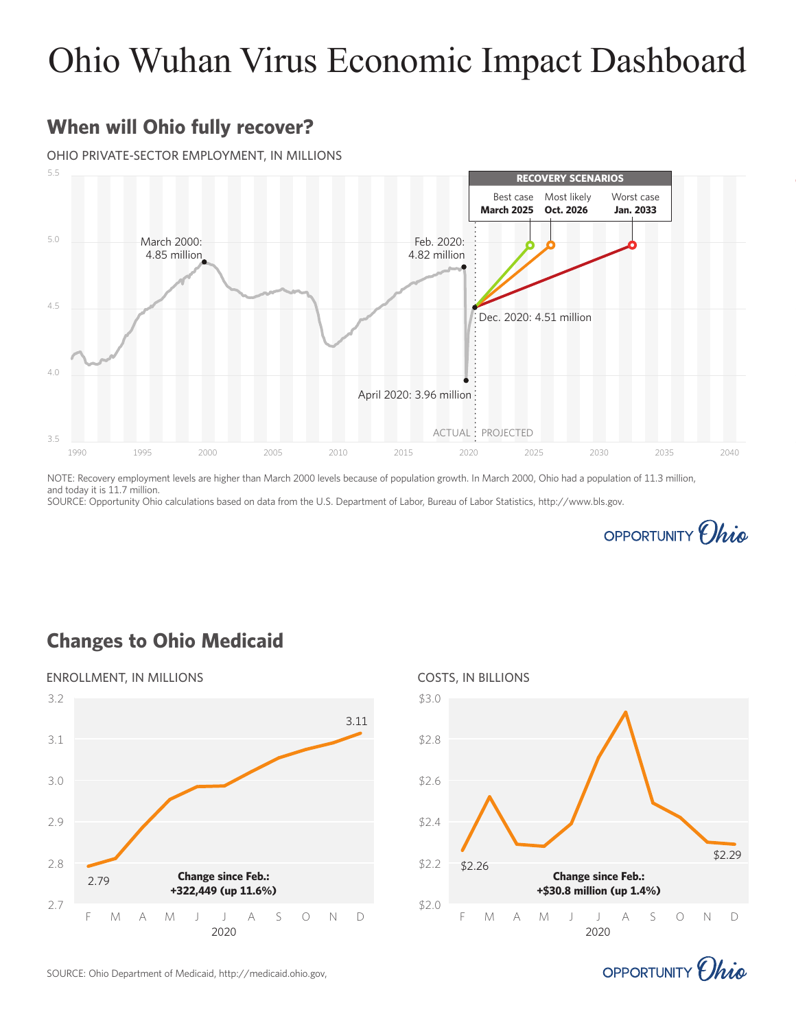# Ohio Wuhan Virus Economic Impact Dashboard

## When will Ohio fully recover?

OHIO PRIVATE-SECTOR EMPLOYMENT, IN MILLIONS

**RECOVERY SCENARIOS**

| Best case | Most likely | Worst case |
|---|---|---|
| **March 2025** | **Oct. 2026** | **Jan. 2033** |

March 2000: 4.85 million

Feb. 2020: 4.82 million

April 2020: 3.96 million

Dec. 2020: 4.51 million

ACTUAL | PROJECTED

NOTE: Recovery employment levels are higher than March 2000 levels because of population growth. In March 2000, Ohio had a population of 11.3 million, and today it is 11.7 million.

SOURCE: Opportunity Ohio calculations based on data from the U.S. Department of Labor, Bureau of Labor Statistics, http://www.bls.gov.

OPPORTUNITY *Ohio*

## Changes to Ohio Medicaid

ENROLLMENT, IN MILLIONS

2.79 (Feb.) — 3.11 (Dec.), 2020

**Change since Feb.: +322,449 (up 11.6%)**

COSTS, IN BILLIONS

$2.26 (Feb.) — $2.29 (Dec.), 2020

**Change since Feb.: +$30.8 million (up 1.4%)**

SOURCE: Ohio Department of Medicaid, http://medicaid.ohio.gov,

OPPORTUNITY *Ohio*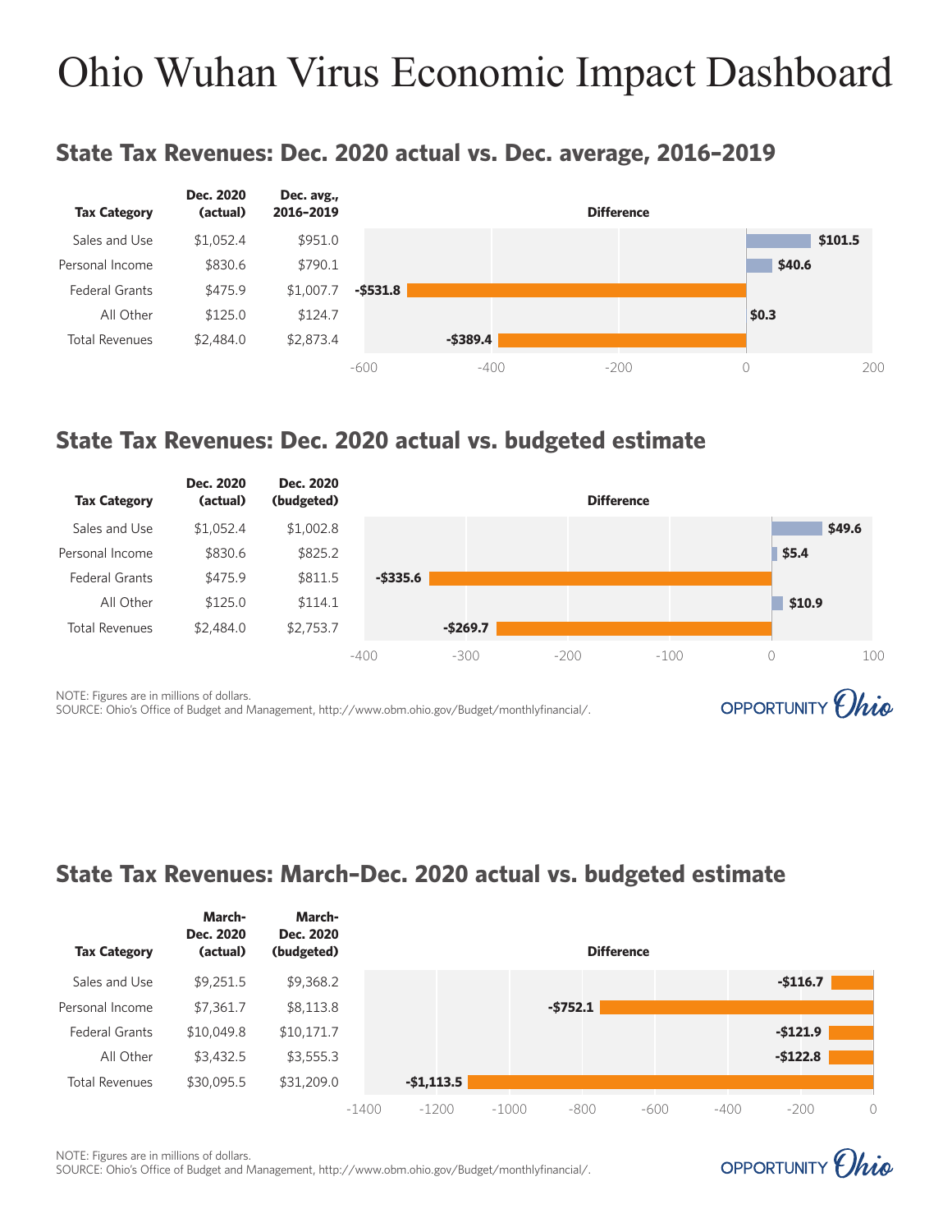# Ohio Wuhan Virus Economic Impact Dashboard

## State Tax Revenues: Dec. 2020 actual vs. Dec. average, 2016–2019

| Tax Category | Dec. 2020 (actual) | Dec. avg., 2016–2019 |
|---|---|---|
| Sales and Use | $1,052.4 | $951.0 |
| Personal Income | $830.6 | $790.1 |
| Federal Grants | $475.9 | $1,007.7 |
| All Other | $125.0 | $124.7 |
| Total Revenues | $2,484.0 | $2,873.4 |

Difference

$101.5
$40.6
-$531.8
$0.3
-$389.4

-600 -400 -200 0 200

## State Tax Revenues: Dec. 2020 actual vs. budgeted estimate

| Tax Category | Dec. 2020 (actual) | Dec. 2020 (budgeted) |
|---|---|---|
| Sales and Use | $1,052.4 | $1,002.8 |
| Personal Income | $830.6 | $825.2 |
| Federal Grants | $475.9 | $811.5 |
| All Other | $125.0 | $114.1 |
| Total Revenues | $2,484.0 | $2,753.7 |

Difference

$49.6
$5.4
-$335.6
$10.9
-$269.7

-400 -300 -200 -100 0 100

NOTE: Figures are in millions of dollars.
SOURCE: Ohio's Office of Budget and Management, http://www.obm.ohio.gov/Budget/monthlyfinancial/.

OPPORTUNITY Ohio

## State Tax Revenues: March–Dec. 2020 actual vs. budgeted estimate

| Tax Category | March-Dec. 2020 (actual) | March-Dec. 2020 (budgeted) |
|---|---|---|
| Sales and Use | $9,251.5 | $9,368.2 |
| Personal Income | $7,361.7 | $8,113.8 |
| Federal Grants | $10,049.8 | $10,171.7 |
| All Other | $3,432.5 | $3,555.3 |
| Total Revenues | $30,095.5 | $31,209.0 |

Difference

-$116.7
-$752.1
-$121.9
-$122.8
-$1,113.5

-1400 -1200 -1000 -800 -600 -400 -200 0

NOTE: Figures are in millions of dollars.
SOURCE: Ohio's Office of Budget and Management, http://www.obm.ohio.gov/Budget/monthlyfinancial/.

OPPORTUNITY Ohio